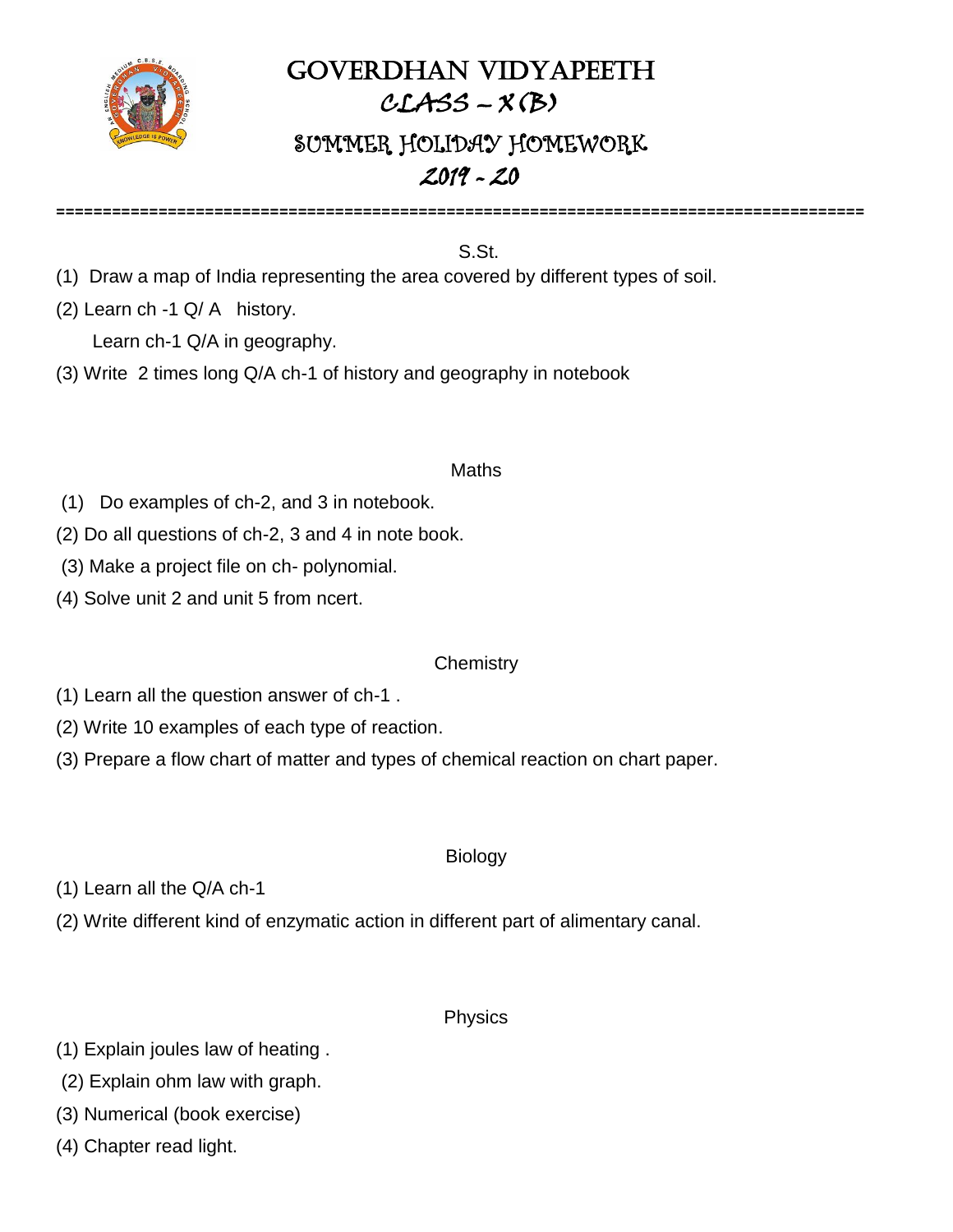# GOVERDHAN VIDYAPEETH

## CLASS – X (B)

## SUMMER HOLIDAY HOMEWORK

## 2019 - 20

===========================================================================================

### S.St.

(1) Draw a map of India representing the area covered by different types of soil.

(2) Learn ch -1 Q/ A history.

Learn ch-1 Q/A in geography.

(3) Write 2 times long Q/A ch-1 of history and geography in notebook

### Maths

(1) Do examples of ch-2, and 3 in notebook.

(2) Do all questions of ch-2, 3 and 4 in note book.

(3) Make a project file on ch- polynomial.

(4) Solve unit 2 and unit 5 from ncert.

### Chemistry

(1) Learn all the question answer of ch-1 .

(2) Write 10 examples of each type of reaction.

(3) Prepare a flow chart of matter and types of chemical reaction on chart paper.

### Biology

(1) Learn all the Q/A ch-1

(2) Write different kind of enzymatic action in different part of alimentary canal.

### Physics

(1) Explain joules law of heating .

(2) Explain ohm law with graph.

(3) Numerical (book exercise)

(4) Chapter read light.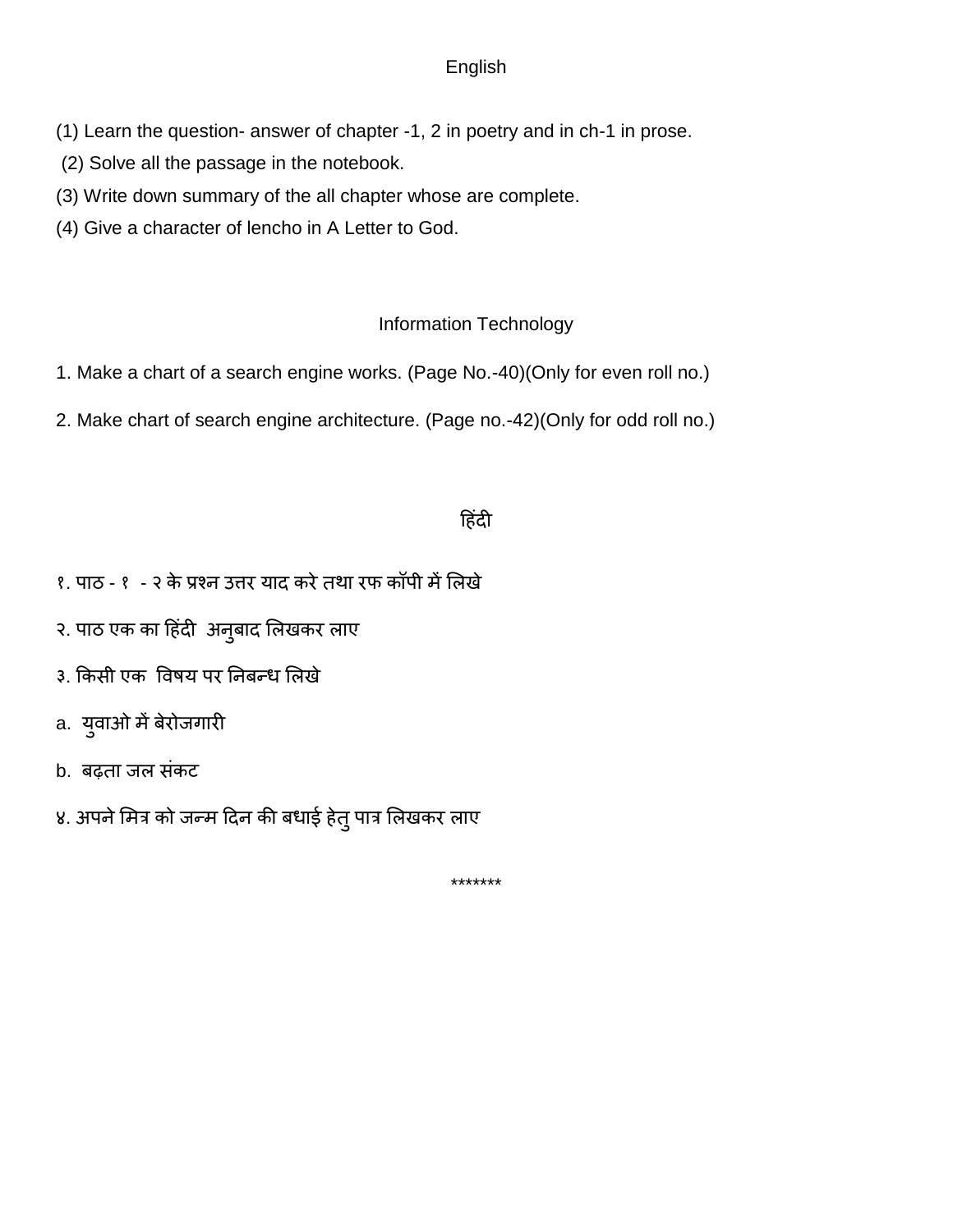## English

(1) Learn the question- answer of chapter -1, 2 in poetry and in ch-1 in prose.

(2) Solve all the passage in the notebook.

(3) Write down summary of the all chapter whose are complete.

(4) Give a character of lencho in A Letter to God.

## Information Technology

1. Make a chart of a search engine works. (Page No.-40)(Only for even roll no.)

2. Make chart of search engine architecture. (Page no.-42)(Only for odd roll no.)

## हिंदी

१. पाठ - १ - २ के प्रश्न उत्तर याद करे तथा रफ कॉपी में लिखे

२. पाठ एक का हिंदी अनुबाद लिखकर लाए

३. किसी एक विषय पर निबन्ध लिखे

a. युवाओ में बेरोजगारी

b. बढ़ता जल संकट

४. अपने मित्र को जन्म दिन की बधाई हेतु पात्र लिखकर लाए

*******